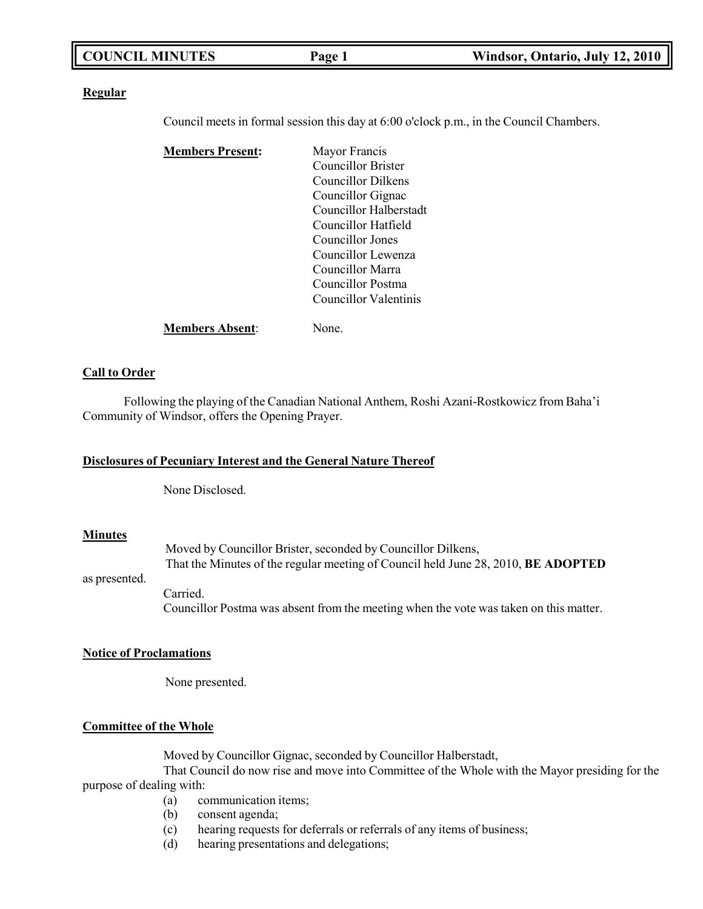**Regular**

Council meets in formal session this day at 6:00 o'clock p.m., in the Council Chambers.

**Members Present:**
Mayor Francis
Councillor Brister
Councillor Dilkens
Councillor Gignac
Councillor Halberstadt
Councillor Hatfield
Councillor Jones
Councillor Lewenza
Councillor Marra
Councillor Postma
Councillor Valentinis

**Members Absent**: None.

**Call to Order**

Following the playing of the Canadian National Anthem, Roshi Azani-Rostkowicz from Baha'i Community of Windsor, offers the Opening Prayer.

**Disclosures of Pecuniary Interest and the General Nature Thereof**

None Disclosed.

**Minutes**

Moved by Councillor Brister, seconded by Councillor Dilkens,
That the Minutes of the regular meeting of Council held June 28, 2010, **BE ADOPTED** as presented.
Carried.
Councillor Postma was absent from the meeting when the vote was taken on this matter.

**Notice of Proclamations**

None presented.

**Committee of the Whole**

Moved by Councillor Gignac, seconded by Councillor Halberstadt,
That Council do now rise and move into Committee of the Whole with the Mayor presiding for the purpose of dealing with:

(a) communication items;
(b) consent agenda;
(c) hearing requests for deferrals or referrals of any items of business;
(d) hearing presentations and delegations;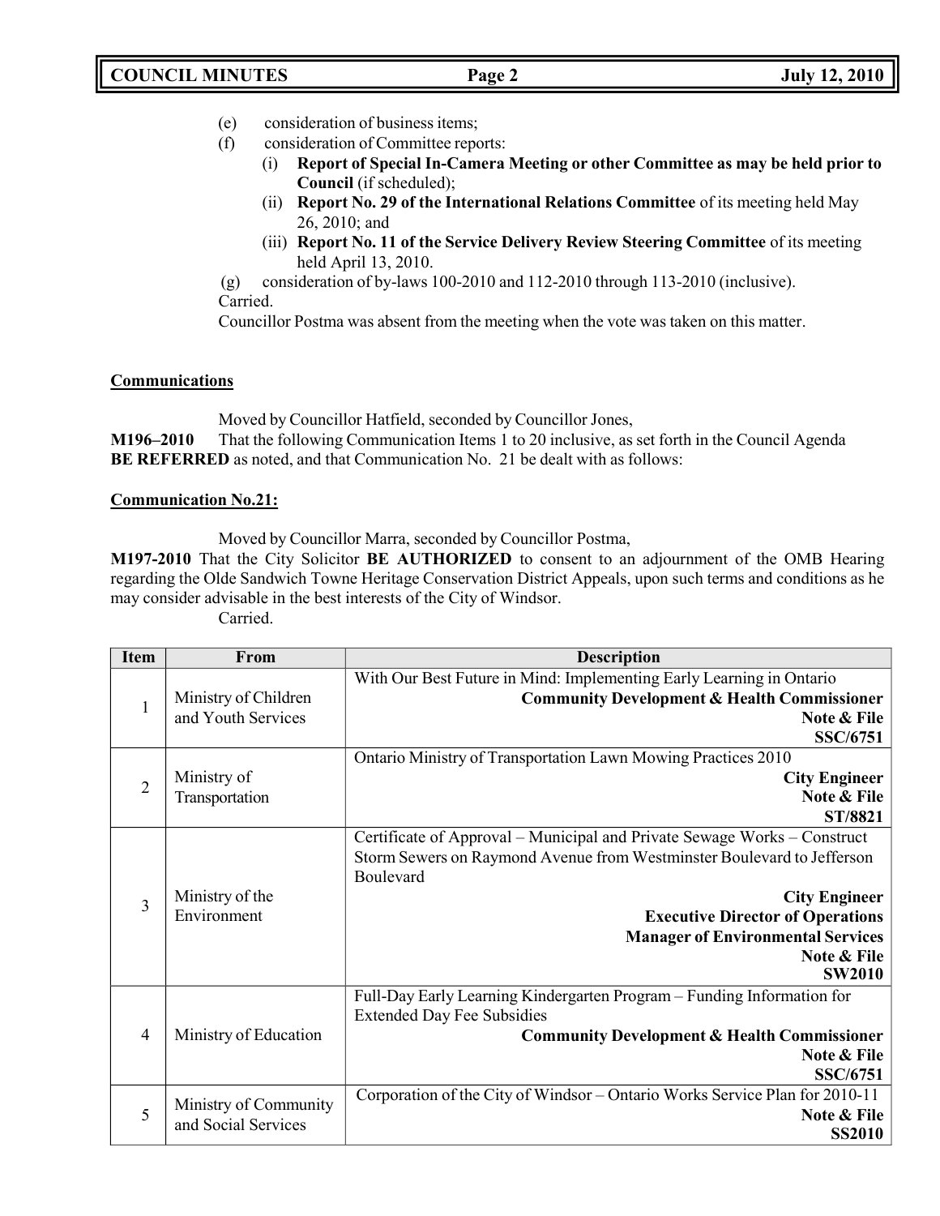(e) consideration of business items;

(f) consideration of Committee reports:

  (i) **Report of Special In-Camera Meeting or other Committee as may be held prior to Council** (if scheduled);

  (ii) **Report No. 29 of the International Relations Committee** of its meeting held May 26, 2010; and

  (iii) **Report No. 11 of the Service Delivery Review Steering Committee** of its meeting held April 13, 2010.

(g) consideration of by-laws 100-2010 and 112-2010 through 113-2010 (inclusive).

Carried.

Councillor Postma was absent from the meeting when the vote was taken on this matter.

**Communications**

Moved by Councillor Hatfield, seconded by Councillor Jones,

**M196–2010** That the following Communication Items 1 to 20 inclusive, as set forth in the Council Agenda **BE REFERRED** as noted, and that Communication No. 21 be dealt with as follows:

**Communication No.21:**

Moved by Councillor Marra, seconded by Councillor Postma,

**M197-2010** That the City Solicitor **BE AUTHORIZED** to consent to an adjournment of the OMB Hearing regarding the Olde Sandwich Towne Heritage Conservation District Appeals, upon such terms and conditions as he may consider advisable in the best interests of the City of Windsor.

Carried.

| Item | From | Description |
|---|---|---|
| 1 | Ministry of Children and Youth Services | With Our Best Future in Mind: Implementing Early Learning in Ontario<br>**Community Development & Health Commissioner**<br>**Note & File**<br>**SSC/6751** |
| 2 | Ministry of Transportation | Ontario Ministry of Transportation Lawn Mowing Practices 2010<br>**City Engineer**<br>**Note & File**<br>**ST/8821** |
| 3 | Ministry of the Environment | Certificate of Approval – Municipal and Private Sewage Works – Construct Storm Sewers on Raymond Avenue from Westminster Boulevard to Jefferson Boulevard<br>**City Engineer**<br>**Executive Director of Operations**<br>**Manager of Environmental Services**<br>**Note & File**<br>**SW2010** |
| 4 | Ministry of Education | Full-Day Early Learning Kindergarten Program – Funding Information for Extended Day Fee Subsidies<br>**Community Development & Health Commissioner**<br>**Note & File**<br>**SSC/6751** |
| 5 | Ministry of Community and Social Services | Corporation of the City of Windsor – Ontario Works Service Plan for 2010-11<br>**Note & File**<br>**SS2010** |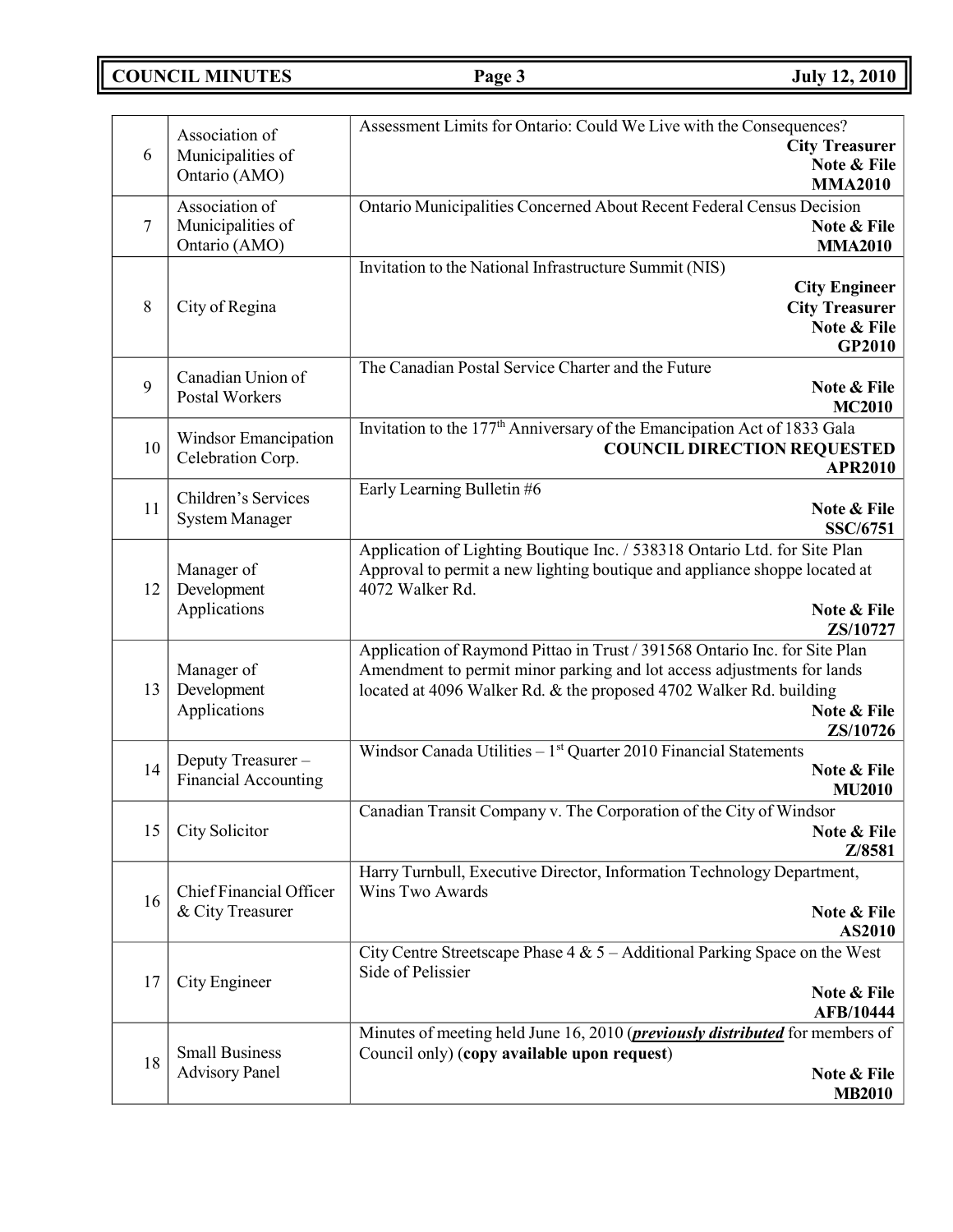| | | |
|---|---|---|
| 6 | Association of Municipalities of Ontario (AMO) | Assessment Limits for Ontario: Could We Live with the Consequences? **City Treasurer** **Note & File** **MMA2010** |
| 7 | Association of Municipalities of Ontario (AMO) | Ontario Municipalities Concerned About Recent Federal Census Decision **Note & File** **MMA2010** |
| 8 | City of Regina | Invitation to the National Infrastructure Summit (NIS) **City Engineer** **City Treasurer** **Note & File** **GP2010** |
| 9 | Canadian Union of Postal Workers | The Canadian Postal Service Charter and the Future **Note & File** **MC2010** |
| 10 | Windsor Emancipation Celebration Corp. | Invitation to the 177th Anniversary of the Emancipation Act of 1833 Gala **COUNCIL DIRECTION REQUESTED** **APR2010** |
| 11 | Children's Services System Manager | Early Learning Bulletin #6 **Note & File** **SSC/6751** |
| 12 | Manager of Development Applications | Application of Lighting Boutique Inc. / 538318 Ontario Ltd. for Site Plan Approval to permit a new lighting boutique and appliance shoppe located at 4072 Walker Rd. **Note & File** **ZS/10727** |
| 13 | Manager of Development Applications | Application of Raymond Pittao in Trust / 391568 Ontario Inc. for Site Plan Amendment to permit minor parking and lot access adjustments for lands located at 4096 Walker Rd. & the proposed 4702 Walker Rd. building **Note & File** **ZS/10726** |
| 14 | Deputy Treasurer – Financial Accounting | Windsor Canada Utilities – 1st Quarter 2010 Financial Statements **Note & File** **MU2010** |
| 15 | City Solicitor | Canadian Transit Company v. The Corporation of the City of Windsor **Note & File** **Z/8581** |
| 16 | Chief Financial Officer & City Treasurer | Harry Turnbull, Executive Director, Information Technology Department, Wins Two Awards **Note & File** **AS2010** |
| 17 | City Engineer | City Centre Streetscape Phase 4 & 5 – Additional Parking Space on the West Side of Pelissier **Note & File** **AFB/10444** |
| 18 | Small Business Advisory Panel | Minutes of meeting held June 16, 2010 (***previously distributed*** for members of Council only) (**copy available upon request**) **Note & File** **MB2010** |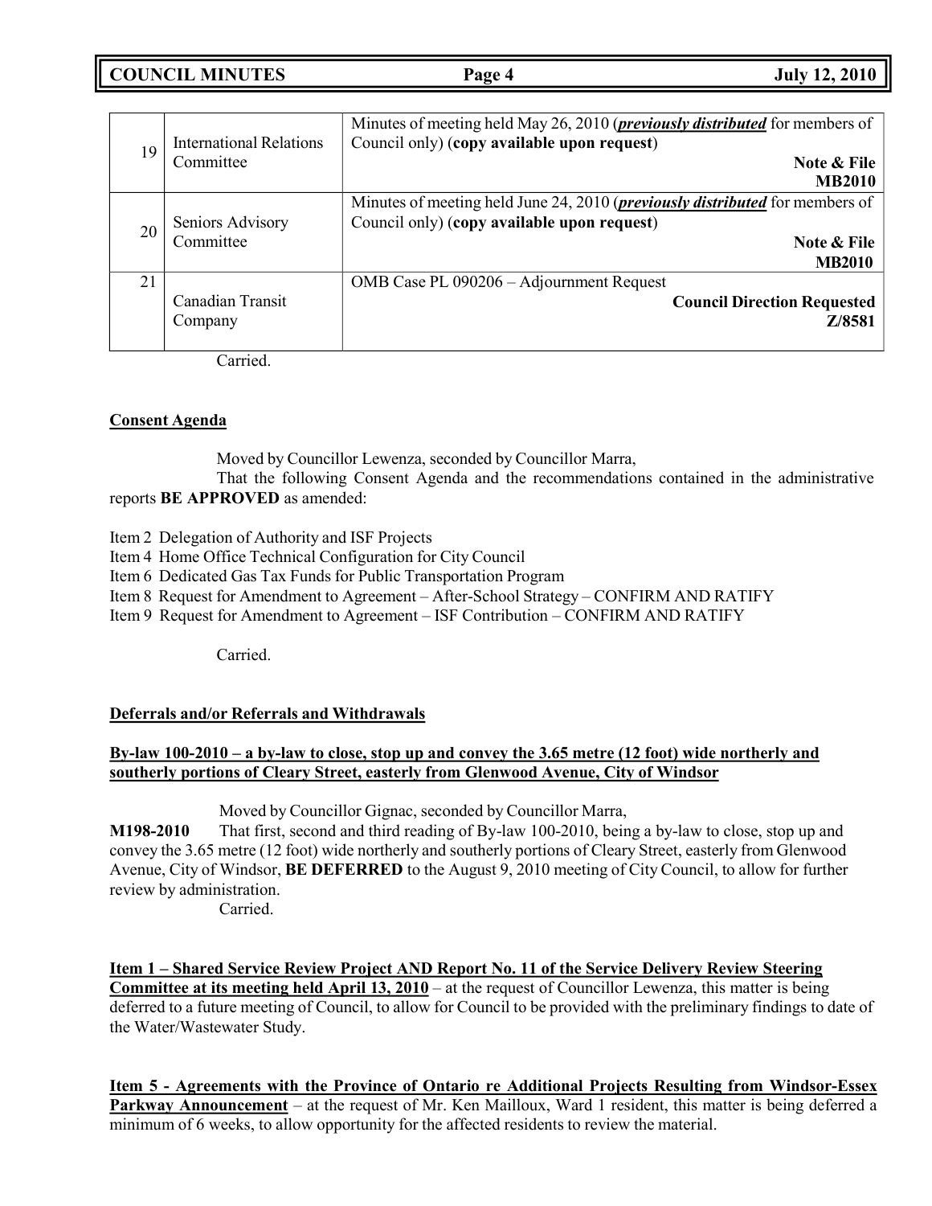| 19 | International Relations Committee | Minutes of meeting held May 26, 2010 (***previously distributed*** for members of Council only) (**copy available upon request**) **Note & File MB2010** |
|---|---|---|
| 20 | Seniors Advisory Committee | Minutes of meeting held June 24, 2010 (***previously distributed*** for members of Council only) (**copy available upon request**) **Note & File MB2010** |
| 21 | Canadian Transit Company | OMB Case PL 090206 – Adjournment Request **Council Direction Requested Z/8581** |

Carried.

**Consent Agenda**

Moved by Councillor Lewenza, seconded by Councillor Marra,

That the following Consent Agenda and the recommendations contained in the administrative reports **BE APPROVED** as amended:

Item 2 Delegation of Authority and ISF Projects
Item 4 Home Office Technical Configuration for City Council
Item 6 Dedicated Gas Tax Funds for Public Transportation Program
Item 8 Request for Amendment to Agreement – After-School Strategy – CONFIRM AND RATIFY
Item 9 Request for Amendment to Agreement – ISF Contribution – CONFIRM AND RATIFY

Carried.

**Deferrals and/or Referrals and Withdrawals**

**By-law 100-2010 – a by-law to close, stop up and convey the 3.65 metre (12 foot) wide northerly and southerly portions of Cleary Street, easterly from Glenwood Avenue, City of Windsor**

Moved by Councillor Gignac, seconded by Councillor Marra,

**M198-2010** That first, second and third reading of By-law 100-2010, being a by-law to close, stop up and convey the 3.65 metre (12 foot) wide northerly and southerly portions of Cleary Street, easterly from Glenwood Avenue, City of Windsor, **BE DEFERRED** to the August 9, 2010 meeting of City Council, to allow for further review by administration.

Carried.

**Item 1 – Shared Service Review Project AND Report No. 11 of the Service Delivery Review Steering Committee at its meeting held April 13, 2010** – at the request of Councillor Lewenza, this matter is being deferred to a future meeting of Council, to allow for Council to be provided with the preliminary findings to date of the Water/Wastewater Study.

**Item 5 - Agreements with the Province of Ontario re Additional Projects Resulting from Windsor-Essex Parkway Announcement** – at the request of Mr. Ken Mailloux, Ward 1 resident, this matter is being deferred a minimum of 6 weeks, to allow opportunity for the affected residents to review the material.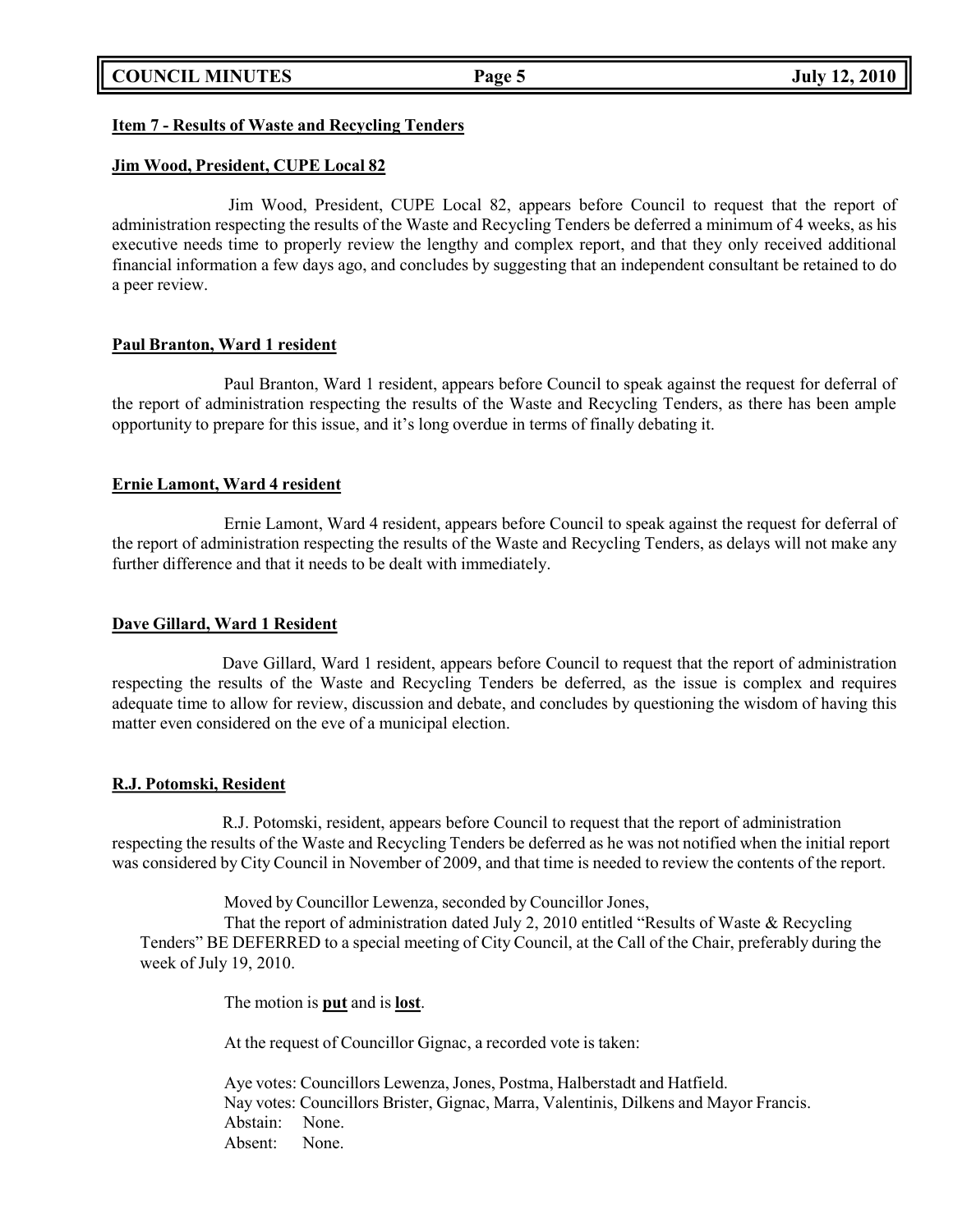**Item 7 - Results of Waste and Recycling Tenders**

**Jim Wood, President, CUPE Local 82**

Jim Wood, President, CUPE Local 82, appears before Council to request that the report of administration respecting the results of the Waste and Recycling Tenders be deferred a minimum of 4 weeks, as his executive needs time to properly review the lengthy and complex report, and that they only received additional financial information a few days ago, and concludes by suggesting that an independent consultant be retained to do a peer review.

**Paul Branton, Ward 1 resident**

Paul Branton, Ward 1 resident, appears before Council to speak against the request for deferral of the report of administration respecting the results of the Waste and Recycling Tenders, as there has been ample opportunity to prepare for this issue, and it's long overdue in terms of finally debating it.

**Ernie Lamont, Ward 4 resident**

Ernie Lamont, Ward 4 resident, appears before Council to speak against the request for deferral of the report of administration respecting the results of the Waste and Recycling Tenders, as delays will not make any further difference and that it needs to be dealt with immediately.

**Dave Gillard, Ward 1 Resident**

Dave Gillard, Ward 1 resident, appears before Council to request that the report of administration respecting the results of the Waste and Recycling Tenders be deferred, as the issue is complex and requires adequate time to allow for review, discussion and debate, and concludes by questioning the wisdom of having this matter even considered on the eve of a municipal election.

**R.J. Potomski, Resident**

R.J. Potomski, resident, appears before Council to request that the report of administration respecting the results of the Waste and Recycling Tenders be deferred as he was not notified when the initial report was considered by City Council in November of 2009, and that time is needed to review the contents of the report.

Moved by Councillor Lewenza, seconded by Councillor Jones,

That the report of administration dated July 2, 2010 entitled "Results of Waste & Recycling Tenders" BE DEFERRED to a special meeting of City Council, at the Call of the Chair, preferably during the week of July 19, 2010.

The motion is **put** and is **lost**.

At the request of Councillor Gignac, a recorded vote is taken:

Aye votes: Councillors Lewenza, Jones, Postma, Halberstadt and Hatfield.
Nay votes: Councillors Brister, Gignac, Marra, Valentinis, Dilkens and Mayor Francis.
Abstain: None.
Absent: None.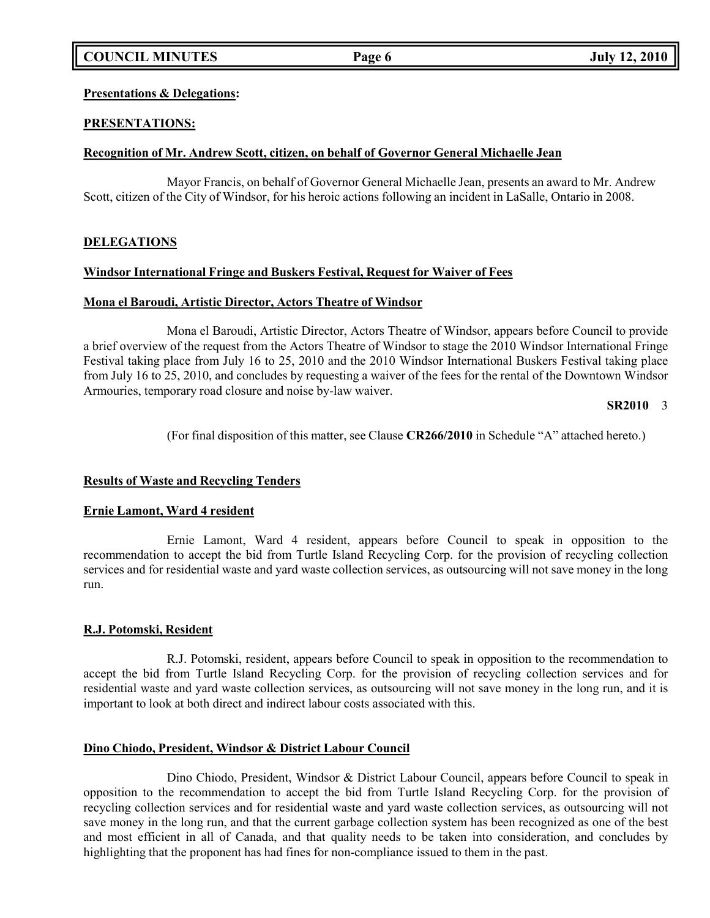**Presentations & Delegations:**

**PRESENTATIONS:**

**Recognition of Mr. Andrew Scott, citizen, on behalf of Governor General Michaelle Jean**

Mayor Francis, on behalf of Governor General Michaelle Jean, presents an award to Mr. Andrew Scott, citizen of the City of Windsor, for his heroic actions following an incident in LaSalle, Ontario in 2008.

**DELEGATIONS**

**Windsor International Fringe and Buskers Festival, Request for Waiver of Fees**

**Mona el Baroudi, Artistic Director, Actors Theatre of Windsor**

Mona el Baroudi, Artistic Director, Actors Theatre of Windsor, appears before Council to provide a brief overview of the request from the Actors Theatre of Windsor to stage the 2010 Windsor International Fringe Festival taking place from July 16 to 25, 2010 and the 2010 Windsor International Buskers Festival taking place from July 16 to 25, 2010, and concludes by requesting a waiver of the fees for the rental of the Downtown Windsor Armouries, temporary road closure and noise by-law waiver.

**SR2010** 3

(For final disposition of this matter, see Clause **CR266/2010** in Schedule "A" attached hereto.)

**Results of Waste and Recycling Tenders**

**Ernie Lamont, Ward 4 resident**

Ernie Lamont, Ward 4 resident, appears before Council to speak in opposition to the recommendation to accept the bid from Turtle Island Recycling Corp. for the provision of recycling collection services and for residential waste and yard waste collection services, as outsourcing will not save money in the long run.

**R.J. Potomski, Resident**

R.J. Potomski, resident, appears before Council to speak in opposition to the recommendation to accept the bid from Turtle Island Recycling Corp. for the provision of recycling collection services and for residential waste and yard waste collection services, as outsourcing will not save money in the long run, and it is important to look at both direct and indirect labour costs associated with this.

**Dino Chiodo, President, Windsor & District Labour Council**

Dino Chiodo, President, Windsor & District Labour Council, appears before Council to speak in opposition to the recommendation to accept the bid from Turtle Island Recycling Corp. for the provision of recycling collection services and for residential waste and yard waste collection services, as outsourcing will not save money in the long run, and that the current garbage collection system has been recognized as one of the best and most efficient in all of Canada, and that quality needs to be taken into consideration, and concludes by highlighting that the proponent has had fines for non-compliance issued to them in the past.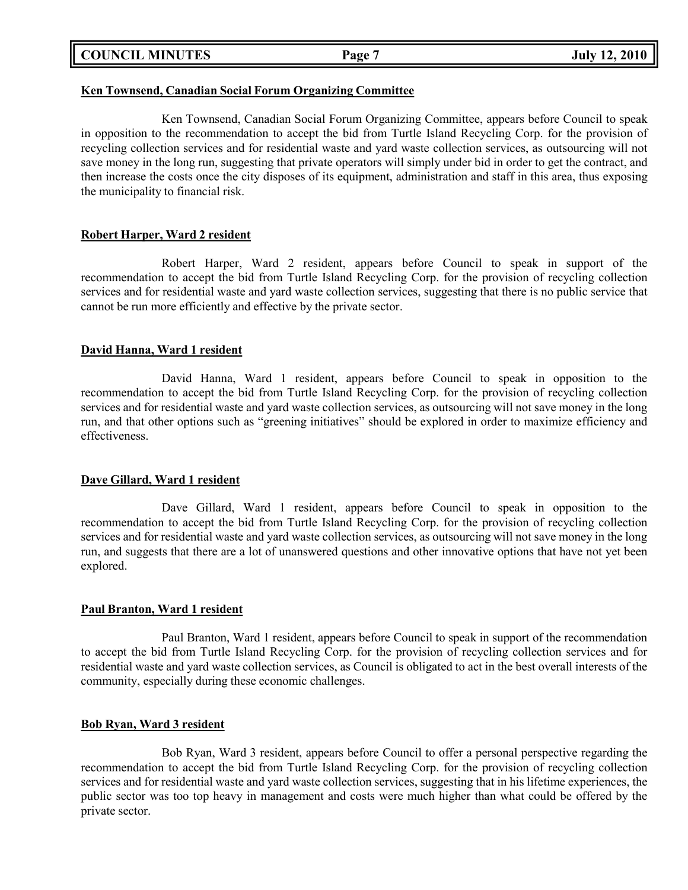**Ken Townsend, Canadian Social Forum Organizing Committee**

Ken Townsend, Canadian Social Forum Organizing Committee, appears before Council to speak in opposition to the recommendation to accept the bid from Turtle Island Recycling Corp. for the provision of recycling collection services and for residential waste and yard waste collection services, as outsourcing will not save money in the long run, suggesting that private operators will simply under bid in order to get the contract, and then increase the costs once the city disposes of its equipment, administration and staff in this area, thus exposing the municipality to financial risk.

**Robert Harper, Ward 2 resident**

Robert Harper, Ward 2 resident, appears before Council to speak in support of the recommendation to accept the bid from Turtle Island Recycling Corp. for the provision of recycling collection services and for residential waste and yard waste collection services, suggesting that there is no public service that cannot be run more efficiently and effective by the private sector.

**David Hanna, Ward 1 resident**

David Hanna, Ward 1 resident, appears before Council to speak in opposition to the recommendation to accept the bid from Turtle Island Recycling Corp. for the provision of recycling collection services and for residential waste and yard waste collection services, as outsourcing will not save money in the long run, and that other options such as "greening initiatives" should be explored in order to maximize efficiency and effectiveness.

**Dave Gillard, Ward 1 resident**

Dave Gillard, Ward 1 resident, appears before Council to speak in opposition to the recommendation to accept the bid from Turtle Island Recycling Corp. for the provision of recycling collection services and for residential waste and yard waste collection services, as outsourcing will not save money in the long run, and suggests that there are a lot of unanswered questions and other innovative options that have not yet been explored.

**Paul Branton, Ward 1 resident**

Paul Branton, Ward 1 resident, appears before Council to speak in support of the recommendation to accept the bid from Turtle Island Recycling Corp. for the provision of recycling collection services and for residential waste and yard waste collection services, as Council is obligated to act in the best overall interests of the community, especially during these economic challenges.

**Bob Ryan, Ward 3 resident**

Bob Ryan, Ward 3 resident, appears before Council to offer a personal perspective regarding the recommendation to accept the bid from Turtle Island Recycling Corp. for the provision of recycling collection services and for residential waste and yard waste collection services, suggesting that in his lifetime experiences, the public sector was too top heavy in management and costs were much higher than what could be offered by the private sector.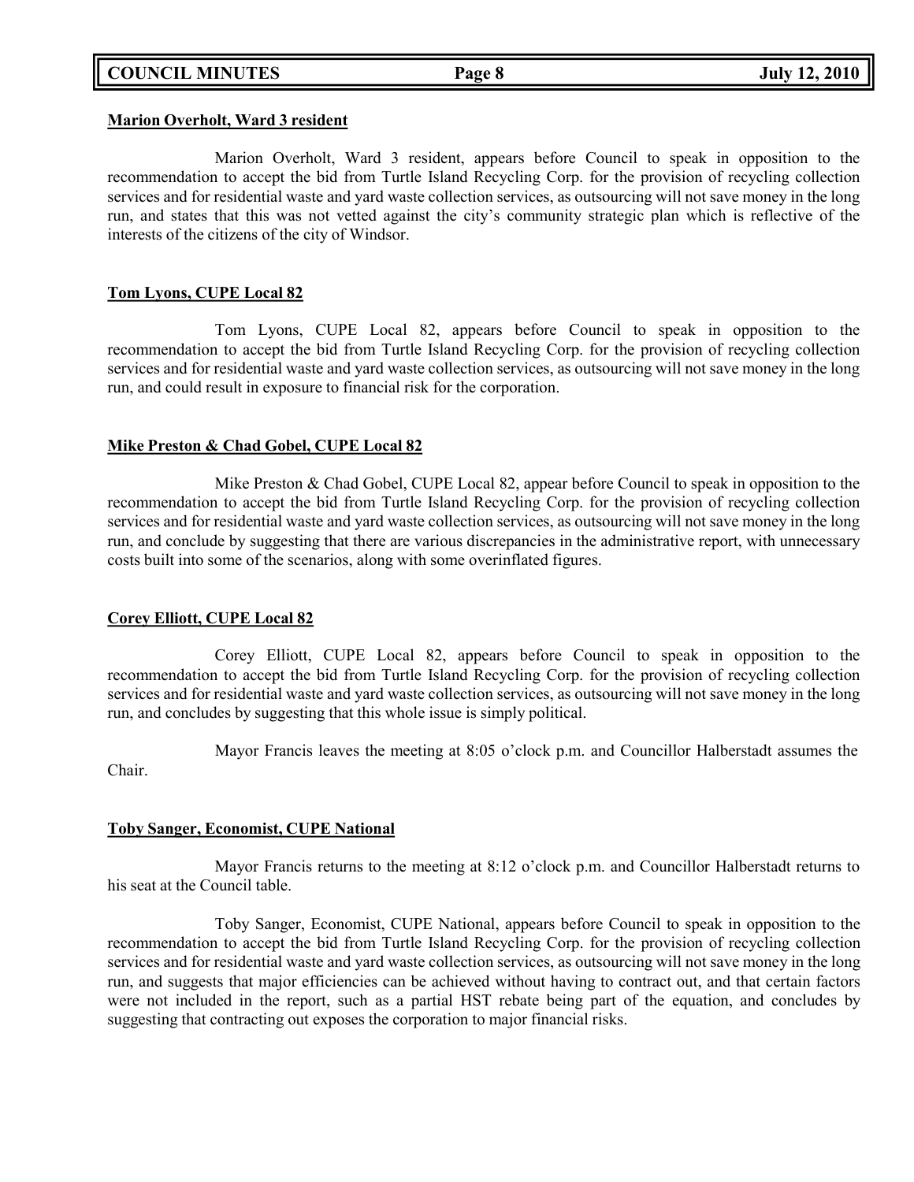**Marion Overholt, Ward 3 resident**

Marion Overholt, Ward 3 resident, appears before Council to speak in opposition to the recommendation to accept the bid from Turtle Island Recycling Corp. for the provision of recycling collection services and for residential waste and yard waste collection services, as outsourcing will not save money in the long run, and states that this was not vetted against the city's community strategic plan which is reflective of the interests of the citizens of the city of Windsor.

**Tom Lyons, CUPE Local 82**

Tom Lyons, CUPE Local 82, appears before Council to speak in opposition to the recommendation to accept the bid from Turtle Island Recycling Corp. for the provision of recycling collection services and for residential waste and yard waste collection services, as outsourcing will not save money in the long run, and could result in exposure to financial risk for the corporation.

**Mike Preston & Chad Gobel, CUPE Local 82**

Mike Preston & Chad Gobel, CUPE Local 82, appear before Council to speak in opposition to the recommendation to accept the bid from Turtle Island Recycling Corp. for the provision of recycling collection services and for residential waste and yard waste collection services, as outsourcing will not save money in the long run, and conclude by suggesting that there are various discrepancies in the administrative report, with unnecessary costs built into some of the scenarios, along with some overinflated figures.

**Corey Elliott, CUPE Local 82**

Corey Elliott, CUPE Local 82, appears before Council to speak in opposition to the recommendation to accept the bid from Turtle Island Recycling Corp. for the provision of recycling collection services and for residential waste and yard waste collection services, as outsourcing will not save money in the long run, and concludes by suggesting that this whole issue is simply political.

Mayor Francis leaves the meeting at 8:05 o'clock p.m. and Councillor Halberstadt assumes the Chair.

**Toby Sanger, Economist, CUPE National**

Mayor Francis returns to the meeting at 8:12 o'clock p.m. and Councillor Halberstadt returns to his seat at the Council table.

Toby Sanger, Economist, CUPE National, appears before Council to speak in opposition to the recommendation to accept the bid from Turtle Island Recycling Corp. for the provision of recycling collection services and for residential waste and yard waste collection services, as outsourcing will not save money in the long run, and suggests that major efficiencies can be achieved without having to contract out, and that certain factors were not included in the report, such as a partial HST rebate being part of the equation, and concludes by suggesting that contracting out exposes the corporation to major financial risks.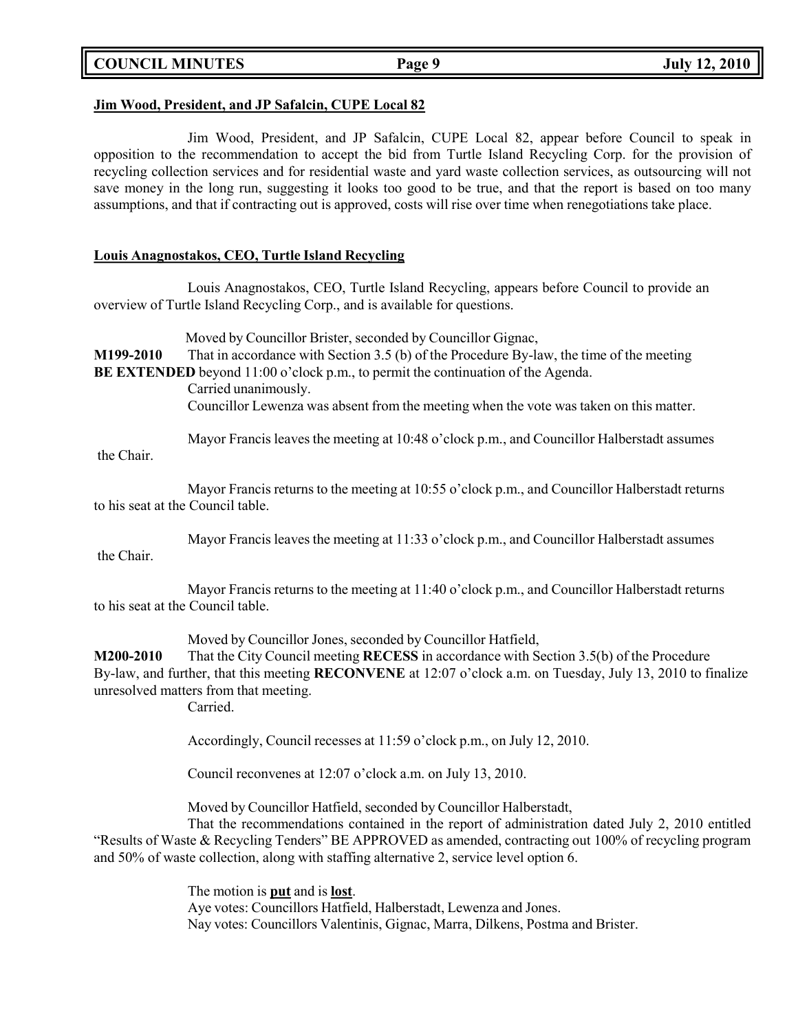**Jim Wood, President, and JP Safalcin, CUPE Local 82**

Jim Wood, President, and JP Safalcin, CUPE Local 82, appear before Council to speak in opposition to the recommendation to accept the bid from Turtle Island Recycling Corp. for the provision of recycling collection services and for residential waste and yard waste collection services, as outsourcing will not save money in the long run, suggesting it looks too good to be true, and that the report is based on too many assumptions, and that if contracting out is approved, costs will rise over time when renegotiations take place.

**Louis Anagnostakos, CEO, Turtle Island Recycling**

Louis Anagnostakos, CEO, Turtle Island Recycling, appears before Council to provide an overview of Turtle Island Recycling Corp., and is available for questions.

Moved by Councillor Brister, seconded by Councillor Gignac,

**M199-2010** That in accordance with Section 3.5 (b) of the Procedure By-law, the time of the meeting **BE EXTENDED** beyond 11:00 o'clock p.m., to permit the continuation of the Agenda.

Carried unanimously.

Councillor Lewenza was absent from the meeting when the vote was taken on this matter.

Mayor Francis leaves the meeting at 10:48 o'clock p.m., and Councillor Halberstadt assumes the Chair.

Mayor Francis returns to the meeting at 10:55 o'clock p.m., and Councillor Halberstadt returns to his seat at the Council table.

Mayor Francis leaves the meeting at 11:33 o'clock p.m., and Councillor Halberstadt assumes the Chair.

Mayor Francis returns to the meeting at 11:40 o'clock p.m., and Councillor Halberstadt returns to his seat at the Council table.

Moved by Councillor Jones, seconded by Councillor Hatfield,

**M200-2010** That the City Council meeting **RECESS** in accordance with Section 3.5(b) of the Procedure By-law, and further, that this meeting **RECONVENE** at 12:07 o'clock a.m. on Tuesday, July 13, 2010 to finalize unresolved matters from that meeting.

Carried.

Accordingly, Council recesses at 11:59 o'clock p.m., on July 12, 2010.

Council reconvenes at 12:07 o'clock a.m. on July 13, 2010.

Moved by Councillor Hatfield, seconded by Councillor Halberstadt,

That the recommendations contained in the report of administration dated July 2, 2010 entitled "Results of Waste & Recycling Tenders" BE APPROVED as amended, contracting out 100% of recycling program and 50% of waste collection, along with staffing alternative 2, service level option 6.

The motion is **put** and is **lost**.

Aye votes: Councillors Hatfield, Halberstadt, Lewenza and Jones.

Nay votes: Councillors Valentinis, Gignac, Marra, Dilkens, Postma and Brister.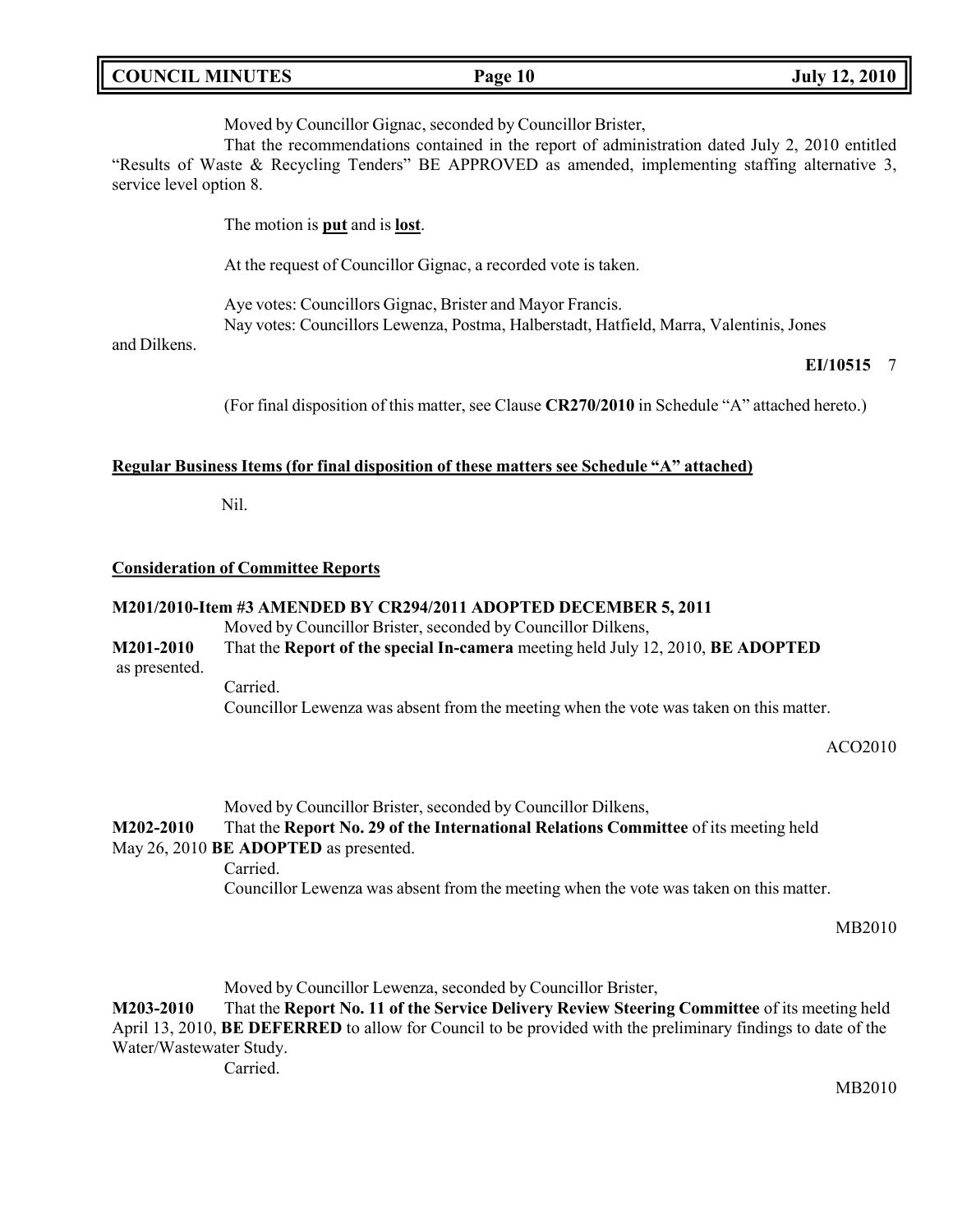Moved by Councillor Gignac, seconded by Councillor Brister,

That the recommendations contained in the report of administration dated July 2, 2010 entitled "Results of Waste & Recycling Tenders" BE APPROVED as amended, implementing staffing alternative 3, service level option 8.

The motion is **put** and is **lost**.

At the request of Councillor Gignac, a recorded vote is taken.

Aye votes: Councillors Gignac, Brister and Mayor Francis.

Nay votes: Councillors Lewenza, Postma, Halberstadt, Hatfield, Marra, Valentinis, Jones and Dilkens.

**EI/10515** 7

(For final disposition of this matter, see Clause **CR270/2010** in Schedule "A" attached hereto.)

**Regular Business Items (for final disposition of these matters see Schedule "A" attached)**

Nil.

**Consideration of Committee Reports**

**M201/2010-Item #3 AMENDED BY CR294/2011 ADOPTED DECEMBER 5, 2011**

Moved by Councillor Brister, seconded by Councillor Dilkens,

**M201-2010** That the **Report of the special In-camera** meeting held July 12, 2010, **BE ADOPTED** as presented.

Carried.

Councillor Lewenza was absent from the meeting when the vote was taken on this matter.

ACO2010

Moved by Councillor Brister, seconded by Councillor Dilkens,

**M202-2010** That the **Report No. 29 of the International Relations Committee** of its meeting held May 26, 2010 **BE ADOPTED** as presented.

Carried.

Councillor Lewenza was absent from the meeting when the vote was taken on this matter.

MB2010

Moved by Councillor Lewenza, seconded by Councillor Brister,

**M203-2010** That the **Report No. 11 of the Service Delivery Review Steering Committee** of its meeting held April 13, 2010, **BE DEFERRED** to allow for Council to be provided with the preliminary findings to date of the Water/Wastewater Study.

Carried.

MB2010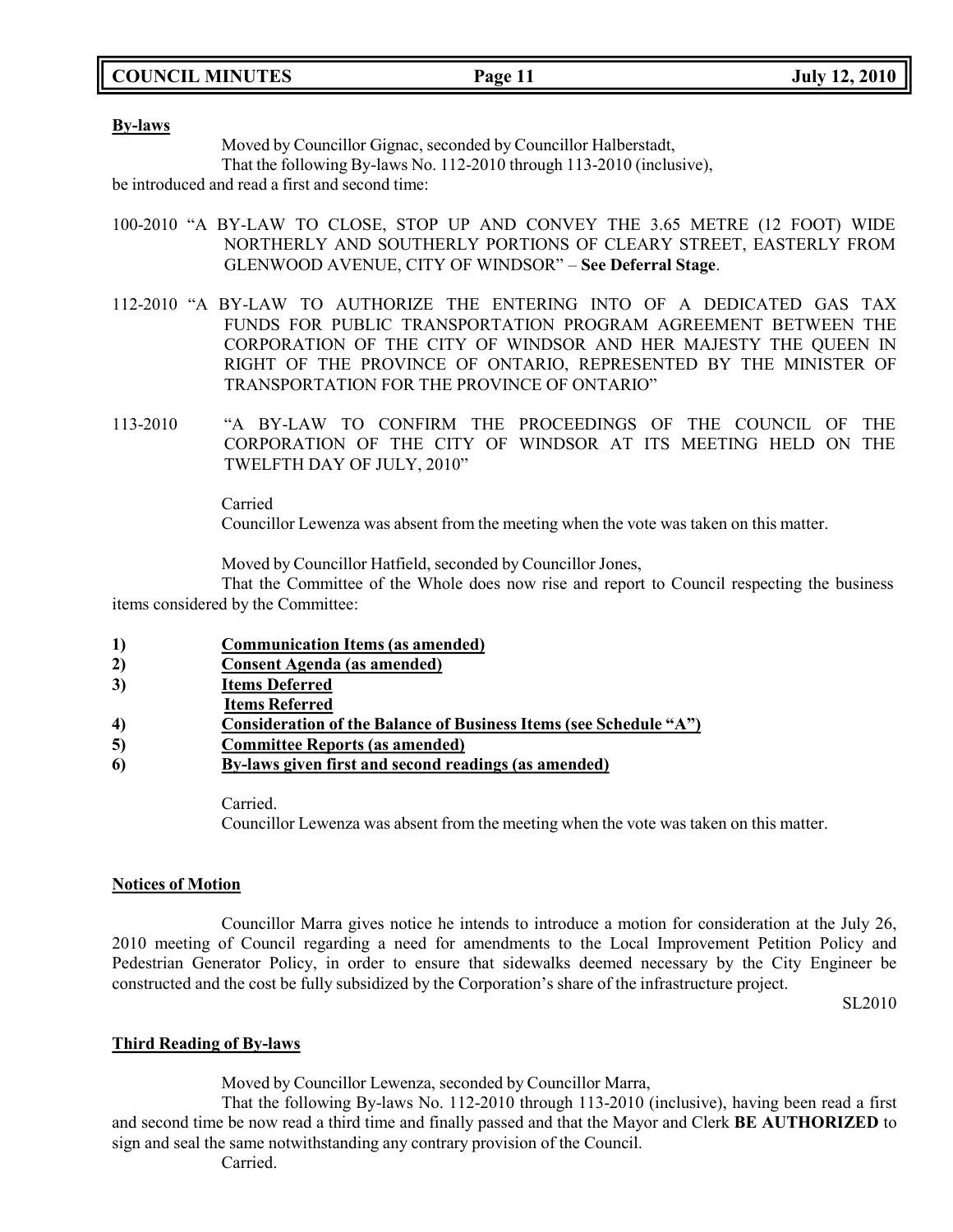**By-laws**

Moved by Councillor Gignac, seconded by Councillor Halberstadt,

That the following By-laws No. 112-2010 through 113-2010 (inclusive), be introduced and read a first and second time:

100-2010 "A BY-LAW TO CLOSE, STOP UP AND CONVEY THE 3.65 METRE (12 FOOT) WIDE NORTHERLY AND SOUTHERLY PORTIONS OF CLEARY STREET, EASTERLY FROM GLENWOOD AVENUE, CITY OF WINDSOR" – **See Deferral Stage**.

112-2010 "A BY-LAW TO AUTHORIZE THE ENTERING INTO OF A DEDICATED GAS TAX FUNDS FOR PUBLIC TRANSPORTATION PROGRAM AGREEMENT BETWEEN THE CORPORATION OF THE CITY OF WINDSOR AND HER MAJESTY THE QUEEN IN RIGHT OF THE PROVINCE OF ONTARIO, REPRESENTED BY THE MINISTER OF TRANSPORTATION FOR THE PROVINCE OF ONTARIO"

113-2010 "A BY-LAW TO CONFIRM THE PROCEEDINGS OF THE COUNCIL OF THE CORPORATION OF THE CITY OF WINDSOR AT ITS MEETING HELD ON THE TWELFTH DAY OF JULY, 2010"

Carried

Councillor Lewenza was absent from the meeting when the vote was taken on this matter.

Moved by Councillor Hatfield, seconded by Councillor Jones,

That the Committee of the Whole does now rise and report to Council respecting the business items considered by the Committee:

1) **Communication Items (as amended)**
2) **Consent Agenda (as amended)**
3) **Items Deferred**
   **Items Referred**
4) **Consideration of the Balance of Business Items (see Schedule "A")**
5) **Committee Reports (as amended)**
6) **By-laws given first and second readings (as amended)**

Carried.

Councillor Lewenza was absent from the meeting when the vote was taken on this matter.

**Notices of Motion**

Councillor Marra gives notice he intends to introduce a motion for consideration at the July 26, 2010 meeting of Council regarding a need for amendments to the Local Improvement Petition Policy and Pedestrian Generator Policy, in order to ensure that sidewalks deemed necessary by the City Engineer be constructed and the cost be fully subsidized by the Corporation's share of the infrastructure project.

SL2010

**Third Reading of By-laws**

Moved by Councillor Lewenza, seconded by Councillor Marra,

That the following By-laws No. 112-2010 through 113-2010 (inclusive), having been read a first and second time be now read a third time and finally passed and that the Mayor and Clerk **BE AUTHORIZED** to sign and seal the same notwithstanding any contrary provision of the Council.

Carried.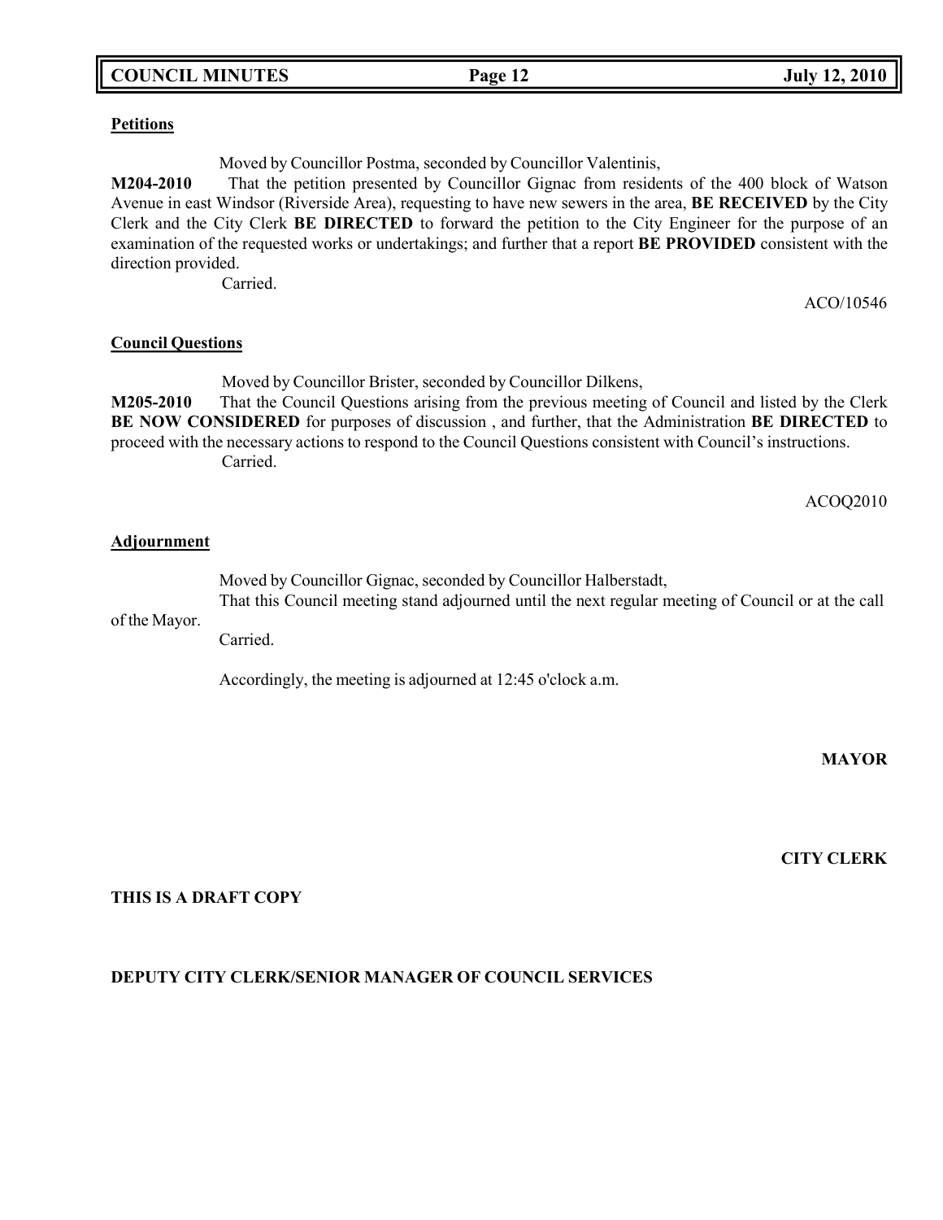**Petitions**

Moved by Councillor Postma, seconded by Councillor Valentinis,

**M204-2010** That the petition presented by Councillor Gignac from residents of the 400 block of Watson Avenue in east Windsor (Riverside Area), requesting to have new sewers in the area, **BE RECEIVED** by the City Clerk and the City Clerk **BE DIRECTED** to forward the petition to the City Engineer for the purpose of an examination of the requested works or undertakings; and further that a report **BE PROVIDED** consistent with the direction provided.

Carried.

ACO/10546

**Council Questions**

Moved by Councillor Brister, seconded by Councillor Dilkens,

**M205-2010** That the Council Questions arising from the previous meeting of Council and listed by the Clerk **BE NOW CONSIDERED** for purposes of discussion , and further, that the Administration **BE DIRECTED** to proceed with the necessary actions to respond to the Council Questions consistent with Council's instructions.

Carried.

ACOQ2010

**Adjournment**

Moved by Councillor Gignac, seconded by Councillor Halberstadt,

That this Council meeting stand adjourned until the next regular meeting of Council or at the call of the Mayor.

Carried.

Accordingly, the meeting is adjourned at 12:45 o'clock a.m.

**MAYOR**

**CITY CLERK**

**THIS IS A DRAFT COPY**

**DEPUTY CITY CLERK/SENIOR MANAGER OF COUNCIL SERVICES**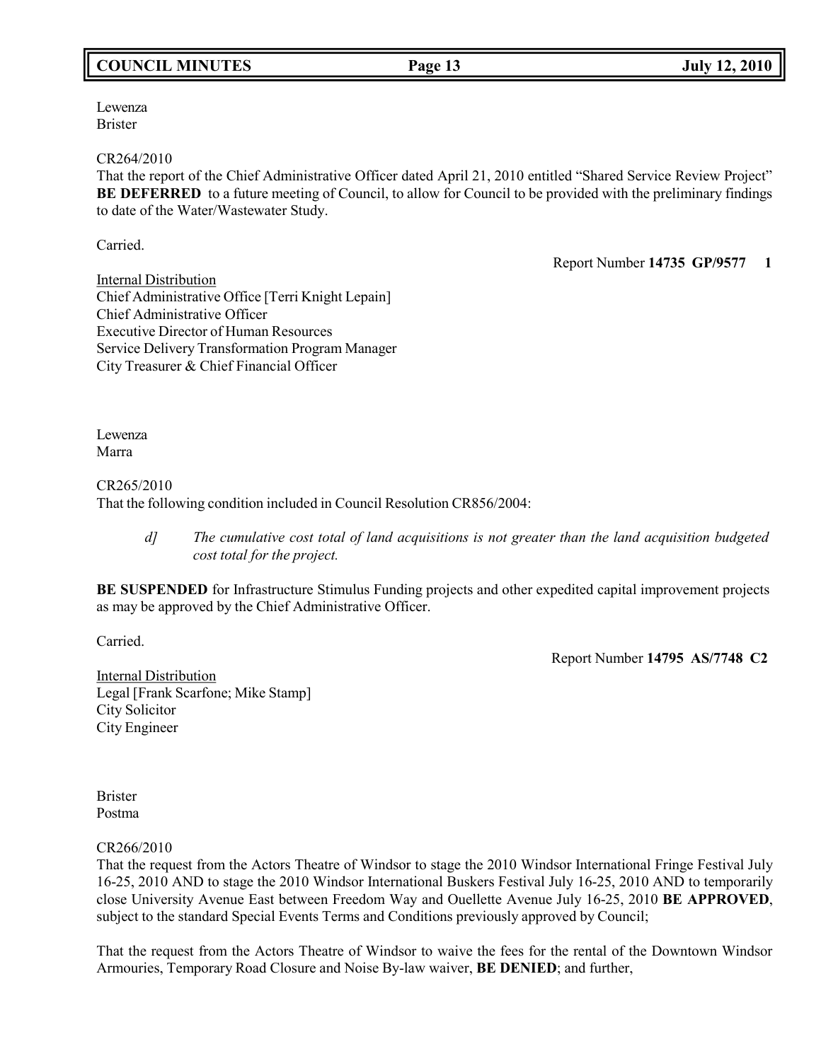Lewenza
Brister

CR264/2010
That the report of the Chief Administrative Officer dated April 21, 2010 entitled "Shared Service Review Project" **BE DEFERRED** to a future meeting of Council, to allow for Council to be provided with the preliminary findings to date of the Water/Wastewater Study.

Carried.

Report Number **14735 GP/9577 1**

Internal Distribution
Chief Administrative Office [Terri Knight Lepain]
Chief Administrative Officer
Executive Director of Human Resources
Service Delivery Transformation Program Manager
City Treasurer & Chief Financial Officer

Lewenza
Marra

CR265/2010
That the following condition included in Council Resolution CR856/2004:

> *d] The cumulative cost total of land acquisitions is not greater than the land acquisition budgeted cost total for the project.*

**BE SUSPENDED** for Infrastructure Stimulus Funding projects and other expedited capital improvement projects as may be approved by the Chief Administrative Officer.

Carried.

Report Number **14795 AS/7748 C2**

Internal Distribution
Legal [Frank Scarfone; Mike Stamp]
City Solicitor
City Engineer

Brister
Postma

CR266/2010
That the request from the Actors Theatre of Windsor to stage the 2010 Windsor International Fringe Festival July 16-25, 2010 AND to stage the 2010 Windsor International Buskers Festival July 16-25, 2010 AND to temporarily close University Avenue East between Freedom Way and Ouellette Avenue July 16-25, 2010 **BE APPROVED**, subject to the standard Special Events Terms and Conditions previously approved by Council;

That the request from the Actors Theatre of Windsor to waive the fees for the rental of the Downtown Windsor Armouries, Temporary Road Closure and Noise By-law waiver, **BE DENIED**; and further,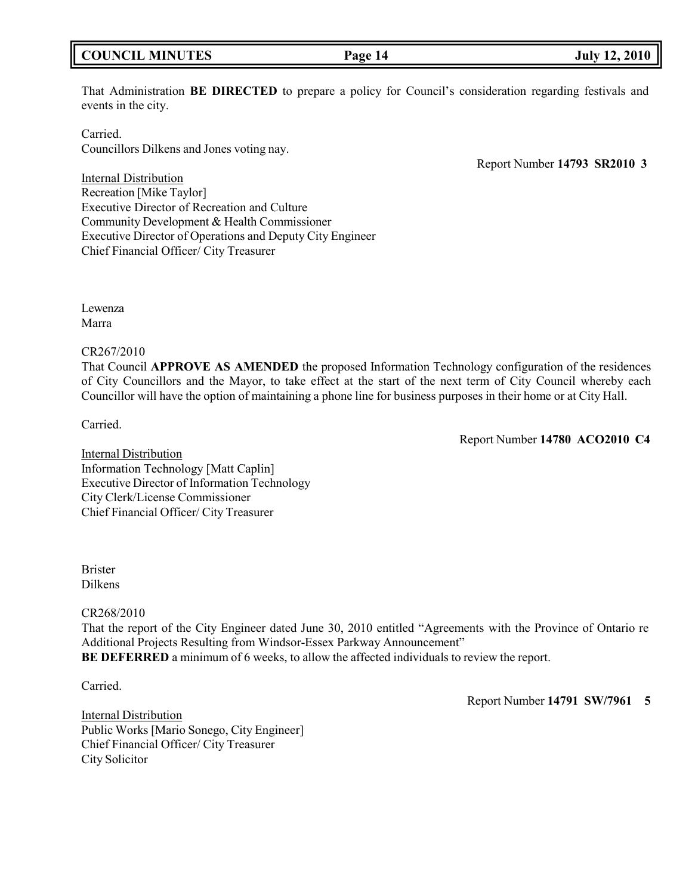That Administration **BE DIRECTED** to prepare a policy for Council's consideration regarding festivals and events in the city.

Carried.
Councillors Dilkens and Jones voting nay.

Report Number **14793 SR2010 3**

Internal Distribution
Recreation [Mike Taylor]
Executive Director of Recreation and Culture
Community Development & Health Commissioner
Executive Director of Operations and Deputy City Engineer
Chief Financial Officer/ City Treasurer

Lewenza
Marra

CR267/2010
That Council **APPROVE AS AMENDED** the proposed Information Technology configuration of the residences of City Councillors and the Mayor, to take effect at the start of the next term of City Council whereby each Councillor will have the option of maintaining a phone line for business purposes in their home or at City Hall.

Carried.

Report Number **14780 ACO2010 C4**

Internal Distribution
Information Technology [Matt Caplin]
Executive Director of Information Technology
City Clerk/License Commissioner
Chief Financial Officer/ City Treasurer

Brister
Dilkens

CR268/2010
That the report of the City Engineer dated June 30, 2010 entitled "Agreements with the Province of Ontario re Additional Projects Resulting from Windsor-Essex Parkway Announcement"
**BE DEFERRED** a minimum of 6 weeks, to allow the affected individuals to review the report.

Carried.

Report Number **14791 SW/7961 5**

Internal Distribution
Public Works [Mario Sonego, City Engineer]
Chief Financial Officer/ City Treasurer
City Solicitor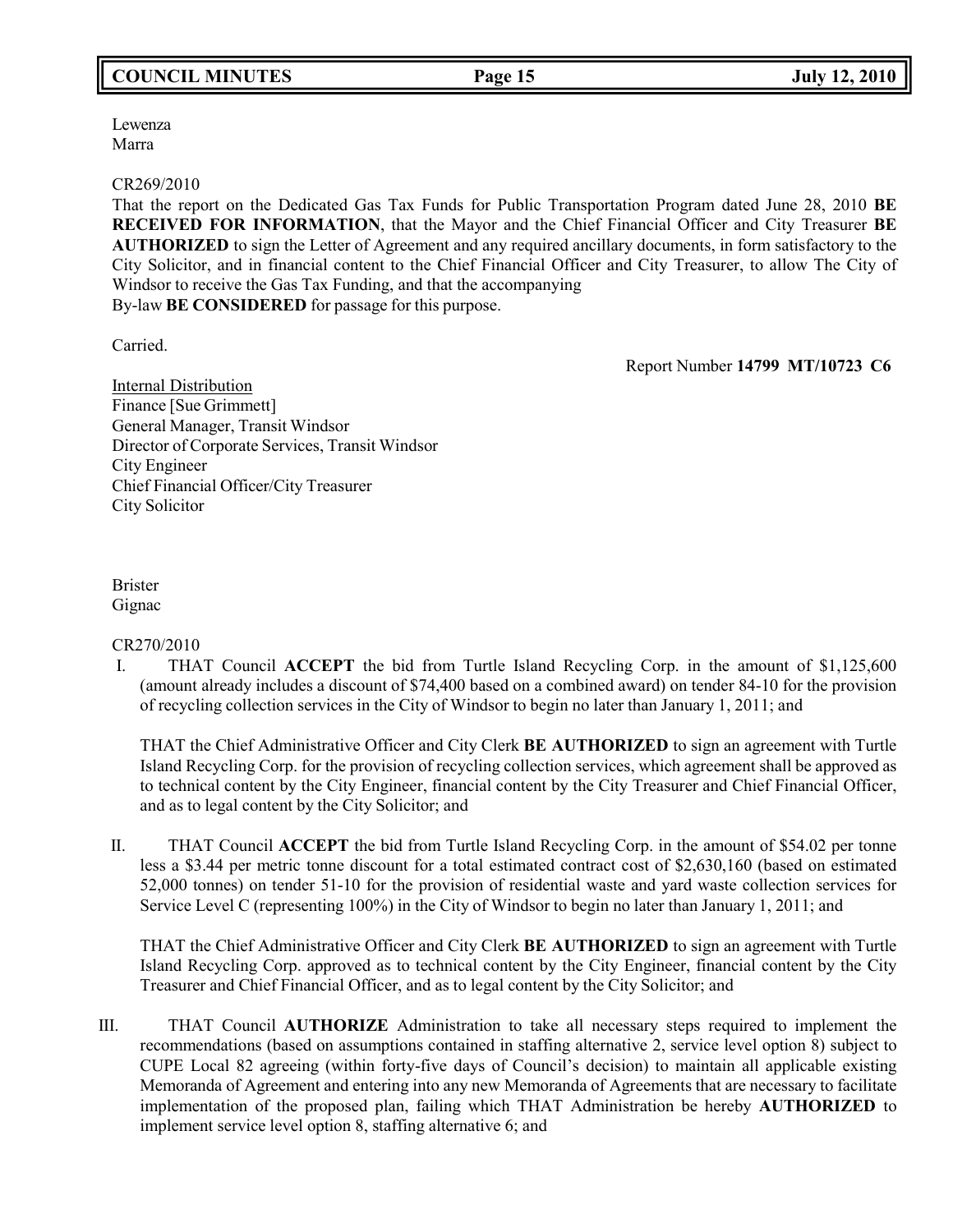Lewenza
Marra

CR269/2010
That the report on the Dedicated Gas Tax Funds for Public Transportation Program dated June 28, 2010 **BE RECEIVED FOR INFORMATION**, that the Mayor and the Chief Financial Officer and City Treasurer **BE AUTHORIZED** to sign the Letter of Agreement and any required ancillary documents, in form satisfactory to the City Solicitor, and in financial content to the Chief Financial Officer and City Treasurer, to allow The City of Windsor to receive the Gas Tax Funding, and that the accompanying
By-law **BE CONSIDERED** for passage for this purpose.

Carried.

Report Number **14799 MT/10723 C6**

Internal Distribution
Finance [Sue Grimmett]
General Manager, Transit Windsor
Director of Corporate Services, Transit Windsor
City Engineer
Chief Financial Officer/City Treasurer
City Solicitor

Brister
Gignac

CR270/2010

I. THAT Council **ACCEPT** the bid from Turtle Island Recycling Corp. in the amount of $1,125,600 (amount already includes a discount of $74,400 based on a combined award) on tender 84-10 for the provision of recycling collection services in the City of Windsor to begin no later than January 1, 2011; and

THAT the Chief Administrative Officer and City Clerk **BE AUTHORIZED** to sign an agreement with Turtle Island Recycling Corp. for the provision of recycling collection services, which agreement shall be approved as to technical content by the City Engineer, financial content by the City Treasurer and Chief Financial Officer, and as to legal content by the City Solicitor; and

II. THAT Council **ACCEPT** the bid from Turtle Island Recycling Corp. in the amount of $54.02 per tonne less a $3.44 per metric tonne discount for a total estimated contract cost of $2,630,160 (based on estimated 52,000 tonnes) on tender 51-10 for the provision of residential waste and yard waste collection services for Service Level C (representing 100%) in the City of Windsor to begin no later than January 1, 2011; and

THAT the Chief Administrative Officer and City Clerk **BE AUTHORIZED** to sign an agreement with Turtle Island Recycling Corp. approved as to technical content by the City Engineer, financial content by the City Treasurer and Chief Financial Officer, and as to legal content by the City Solicitor; and

III. THAT Council **AUTHORIZE** Administration to take all necessary steps required to implement the recommendations (based on assumptions contained in staffing alternative 2, service level option 8) subject to CUPE Local 82 agreeing (within forty-five days of Council's decision) to maintain all applicable existing Memoranda of Agreement and entering into any new Memoranda of Agreements that are necessary to facilitate implementation of the proposed plan, failing which THAT Administration be hereby **AUTHORIZED** to implement service level option 8, staffing alternative 6; and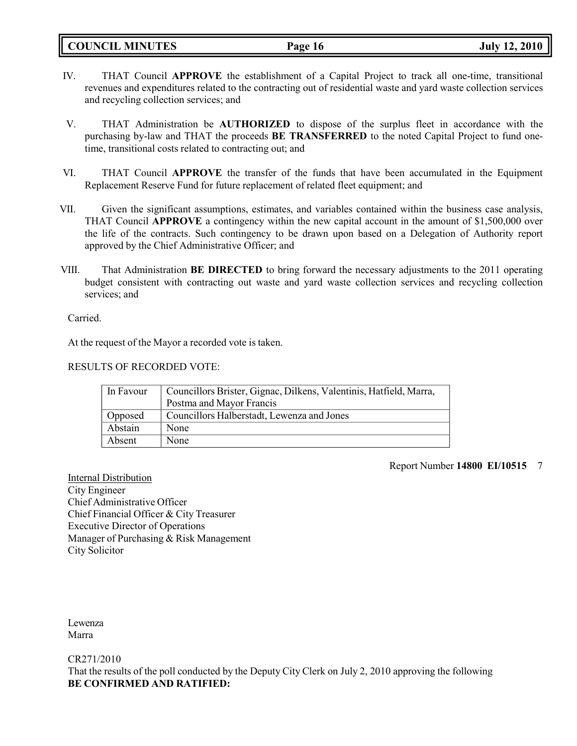IV. THAT Council **APPROVE** the establishment of a Capital Project to track all one-time, transitional revenues and expenditures related to the contracting out of residential waste and yard waste collection services and recycling collection services; and

V. THAT Administration be **AUTHORIZED** to dispose of the surplus fleet in accordance with the purchasing by-law and THAT the proceeds **BE TRANSFERRED** to the noted Capital Project to fund one-time, transitional costs related to contracting out; and

VI. THAT Council **APPROVE** the transfer of the funds that have been accumulated in the Equipment Replacement Reserve Fund for future replacement of related fleet equipment; and

VII. Given the significant assumptions, estimates, and variables contained within the business case analysis, THAT Council **APPROVE** a contingency within the new capital account in the amount of $1,500,000 over the life of the contracts. Such contingency to be drawn upon based on a Delegation of Authority report approved by the Chief Administrative Officer; and

VIII. That Administration **BE DIRECTED** to bring forward the necessary adjustments to the 2011 operating budget consistent with contracting out waste and yard waste collection services and recycling collection services; and

Carried.

At the request of the Mayor a recorded vote is taken.

RESULTS OF RECORDED VOTE:

| | |
|---|---|
| In Favour | Councillors Brister, Gignac, Dilkens, Valentinis, Hatfield, Marra, Postma and Mayor Francis |
| Opposed | Councillors Halberstadt, Lewenza and Jones |
| Abstain | None |
| Absent | None |

Report Number **14800 EI/10515** 7

Internal Distribution
City Engineer
Chief Administrative Officer
Chief Financial Officer & City Treasurer
Executive Director of Operations
Manager of Purchasing & Risk Management
City Solicitor

Lewenza
Marra

CR271/2010
That the results of the poll conducted by the Deputy City Clerk on July 2, 2010 approving the following **BE CONFIRMED AND RATIFIED:**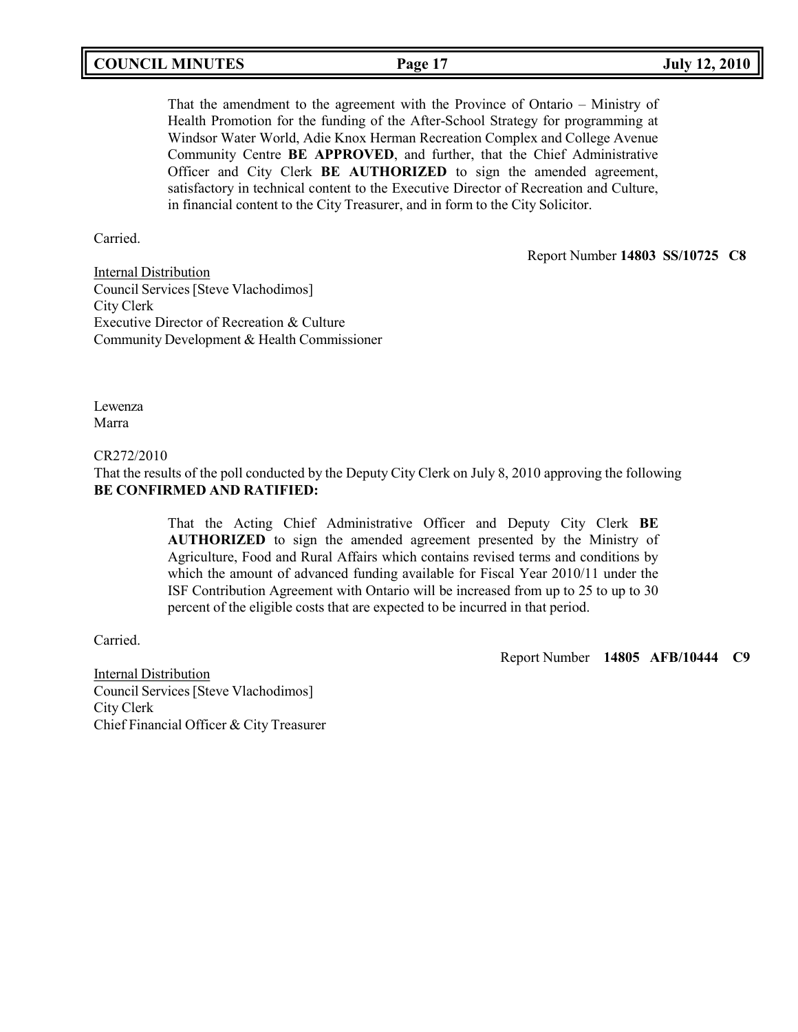> That the amendment to the agreement with the Province of Ontario – Ministry of Health Promotion for the funding of the After-School Strategy for programming at Windsor Water World, Adie Knox Herman Recreation Complex and College Avenue Community Centre **BE APPROVED**, and further, that the Chief Administrative Officer and City Clerk **BE AUTHORIZED** to sign the amended agreement, satisfactory in technical content to the Executive Director of Recreation and Culture, in financial content to the City Treasurer, and in form to the City Solicitor.

Carried.

Report Number **14803 SS/10725 C8**

Internal Distribution
Council Services [Steve Vlachodimos]
City Clerk
Executive Director of Recreation & Culture
Community Development & Health Commissioner

Lewenza
Marra

CR272/2010
That the results of the poll conducted by the Deputy City Clerk on July 8, 2010 approving the following **BE CONFIRMED AND RATIFIED:**

> That the Acting Chief Administrative Officer and Deputy City Clerk **BE AUTHORIZED** to sign the amended agreement presented by the Ministry of Agriculture, Food and Rural Affairs which contains revised terms and conditions by which the amount of advanced funding available for Fiscal Year 2010/11 under the ISF Contribution Agreement with Ontario will be increased from up to 25 to up to 30 percent of the eligible costs that are expected to be incurred in that period.

Carried.

Report Number **14805 AFB/10444 C9**

Internal Distribution
Council Services [Steve Vlachodimos]
City Clerk
Chief Financial Officer & City Treasurer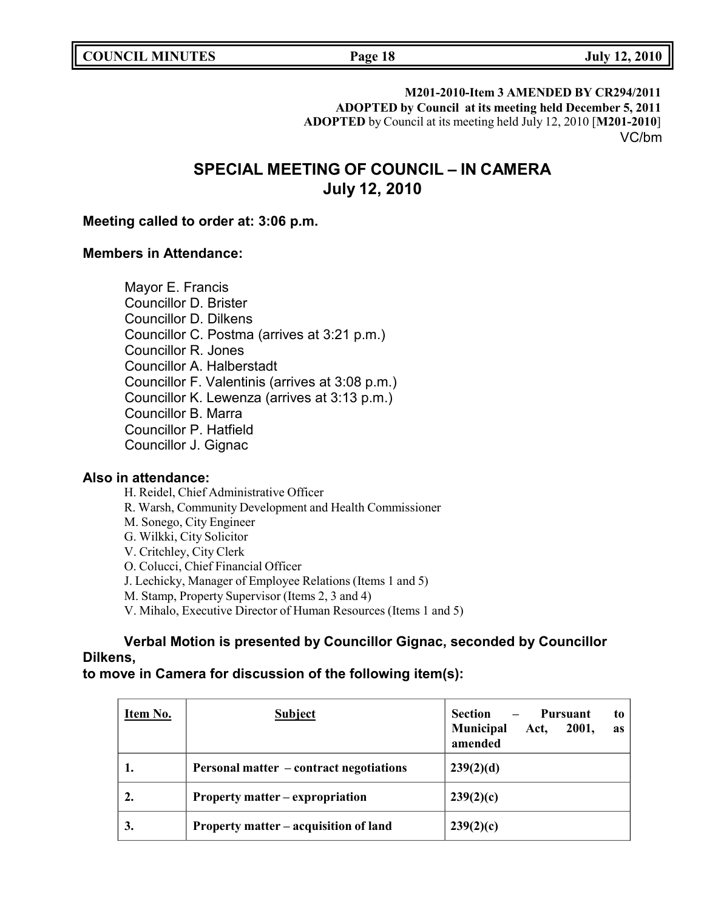**M201-2010-Item 3 AMENDED BY CR294/2011**
**ADOPTED by Council at its meeting held December 5, 2011**
**ADOPTED** by Council at its meeting held July 12, 2010 [**M201-2010**]
VC/bm

# SPECIAL MEETING OF COUNCIL – IN CAMERA
# July 12, 2010

**Meeting called to order at: 3:06 p.m.**

**Members in Attendance:**

Mayor E. Francis
Councillor D. Brister
Councillor D. Dilkens
Councillor C. Postma (arrives at 3:21 p.m.)
Councillor R. Jones
Councillor A. Halberstadt
Councillor F. Valentinis (arrives at 3:08 p.m.)
Councillor K. Lewenza (arrives at 3:13 p.m.)
Councillor B. Marra
Councillor P. Hatfield
Councillor J. Gignac

**Also in attendance:**

H. Reidel, Chief Administrative Officer
R. Warsh, Community Development and Health Commissioner
M. Sonego, City Engineer
G. Wilkki, City Solicitor
V. Critchley, City Clerk
O. Colucci, Chief Financial Officer
J. Lechicky, Manager of Employee Relations (Items 1 and 5)
M. Stamp, Property Supervisor (Items 2, 3 and 4)
V. Mihalo, Executive Director of Human Resources (Items 1 and 5)

**Verbal Motion is presented by Councillor Gignac, seconded by Councillor Dilkens,**
**to move in Camera for discussion of the following item(s):**

| Item No. | Subject | Section – Pursuant to Municipal Act, 2001, as amended |
|---|---|---|
| 1. | Personal matter – contract negotiations | 239(2)(d) |
| 2. | Property matter – expropriation | 239(2)(c) |
| 3. | Property matter – acquisition of land | 239(2)(c) |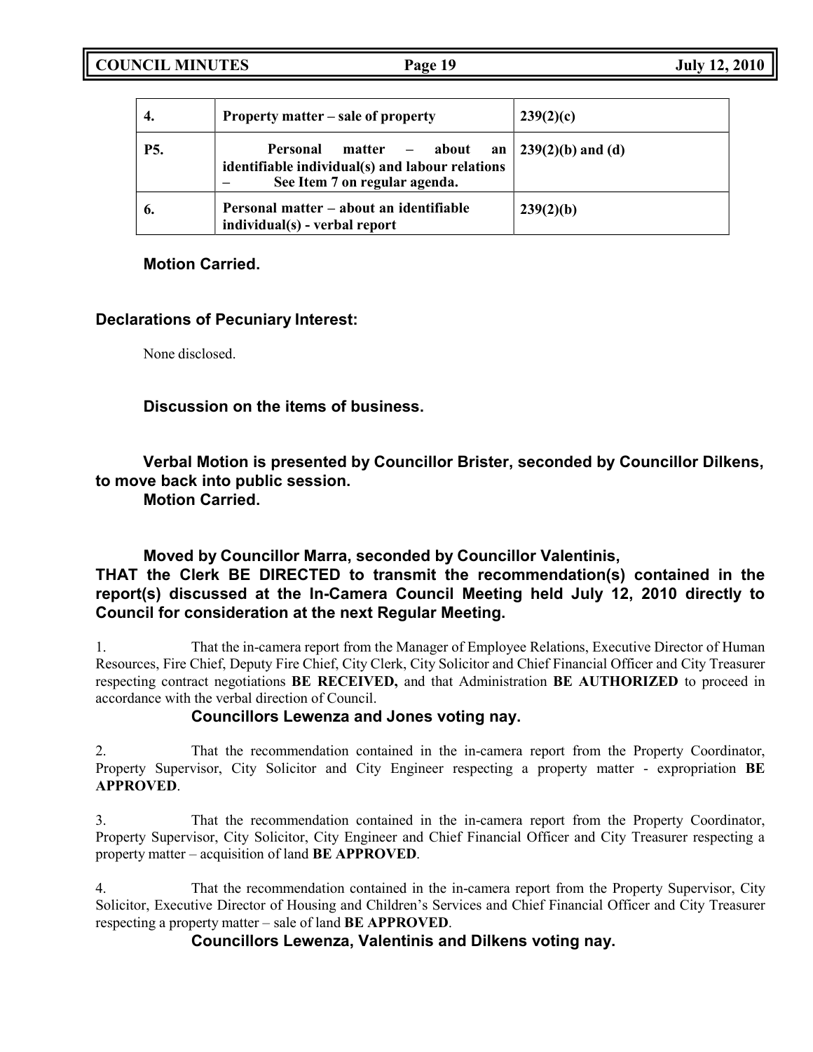| **4.** | **Property matter – sale of property** | **239(2)(c)** |
|---|---|---|
| **P5.** | **Personal matter – about an identifiable individual(s) and labour relations – See Item 7 on regular agenda.** | **239(2)(b) and (d)** |
| **6.** | **Personal matter – about an identifiable individual(s) - verbal report** | **239(2)(b)** |

**Motion Carried.**

**Declarations of Pecuniary Interest:**

None disclosed.

**Discussion on the items of business.**

**Verbal Motion is presented by Councillor Brister, seconded by Councillor Dilkens, to move back into public session.**
**Motion Carried.**

**Moved by Councillor Marra, seconded by Councillor Valentinis,**
**THAT the Clerk BE DIRECTED to transmit the recommendation(s) contained in the report(s) discussed at the In-Camera Council Meeting held July 12, 2010 directly to Council for consideration at the next Regular Meeting.**

1. That the in-camera report from the Manager of Employee Relations, Executive Director of Human Resources, Fire Chief, Deputy Fire Chief, City Clerk, City Solicitor and Chief Financial Officer and City Treasurer respecting contract negotiations **BE RECEIVED,** and that Administration **BE AUTHORIZED** to proceed in accordance with the verbal direction of Council.

**Councillors Lewenza and Jones voting nay.**

2. That the recommendation contained in the in-camera report from the Property Coordinator, Property Supervisor, City Solicitor and City Engineer respecting a property matter - expropriation **BE APPROVED**.

3. That the recommendation contained in the in-camera report from the Property Coordinator, Property Supervisor, City Solicitor, City Engineer and Chief Financial Officer and City Treasurer respecting a property matter – acquisition of land **BE APPROVED**.

4. That the recommendation contained in the in-camera report from the Property Supervisor, City Solicitor, Executive Director of Housing and Children's Services and Chief Financial Officer and City Treasurer respecting a property matter – sale of land **BE APPROVED**.

**Councillors Lewenza, Valentinis and Dilkens voting nay.**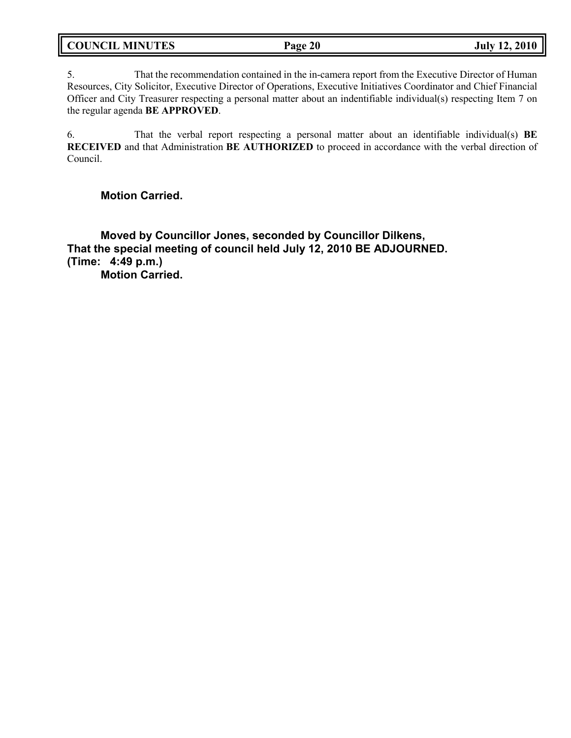5. That the recommendation contained in the in-camera report from the Executive Director of Human Resources, City Solicitor, Executive Director of Operations, Executive Initiatives Coordinator and Chief Financial Officer and City Treasurer respecting a personal matter about an indentifiable individual(s) respecting Item 7 on the regular agenda **BE APPROVED**.

6. That the verbal report respecting a personal matter about an identifiable individual(s) **BE RECEIVED** and that Administration **BE AUTHORIZED** to proceed in accordance with the verbal direction of Council.

**Motion Carried.**

**Moved by Councillor Jones, seconded by Councillor Dilkens,**
**That the special meeting of council held July 12, 2010 BE ADJOURNED.**
**(Time: 4:49 p.m.)**
**Motion Carried.**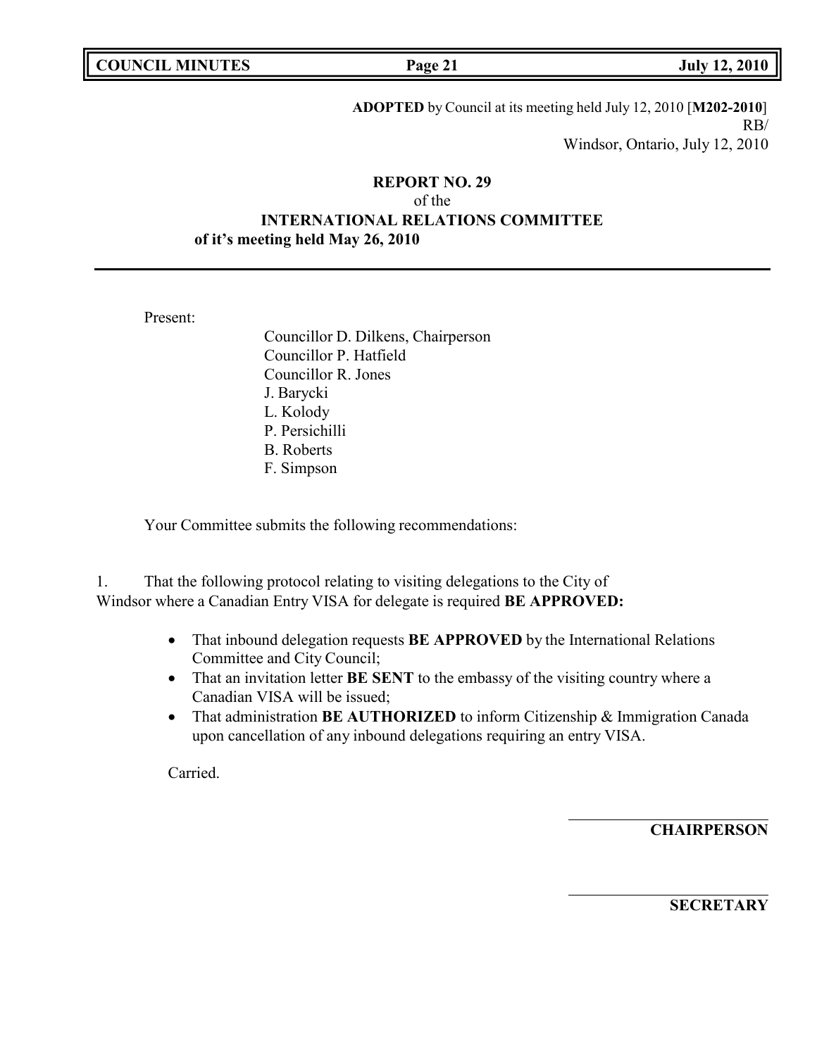**ADOPTED** by Council at its meeting held July 12, 2010 [**M202-2010**]
RB/
Windsor, Ontario, July 12, 2010

**REPORT NO. 29**
of the
**INTERNATIONAL RELATIONS COMMITTEE**
**of it's meeting held May 26, 2010**

---

Present:

Councillor D. Dilkens, Chairperson
Councillor P. Hatfield
Councillor R. Jones
J. Barycki
L. Kolody
P. Persichilli
B. Roberts
F. Simpson

Your Committee submits the following recommendations:

1. That the following protocol relating to visiting delegations to the City of Windsor where a Canadian Entry VISA for delegate is required **BE APPROVED:**

- That inbound delegation requests **BE APPROVED** by the International Relations Committee and City Council;
- That an invitation letter **BE SENT** to the embassy of the visiting country where a Canadian VISA will be issued;
- That administration **BE AUTHORIZED** to inform Citizenship & Immigration Canada upon cancellation of any inbound delegations requiring an entry VISA.

Carried.

**CHAIRPERSON**

**SECRETARY**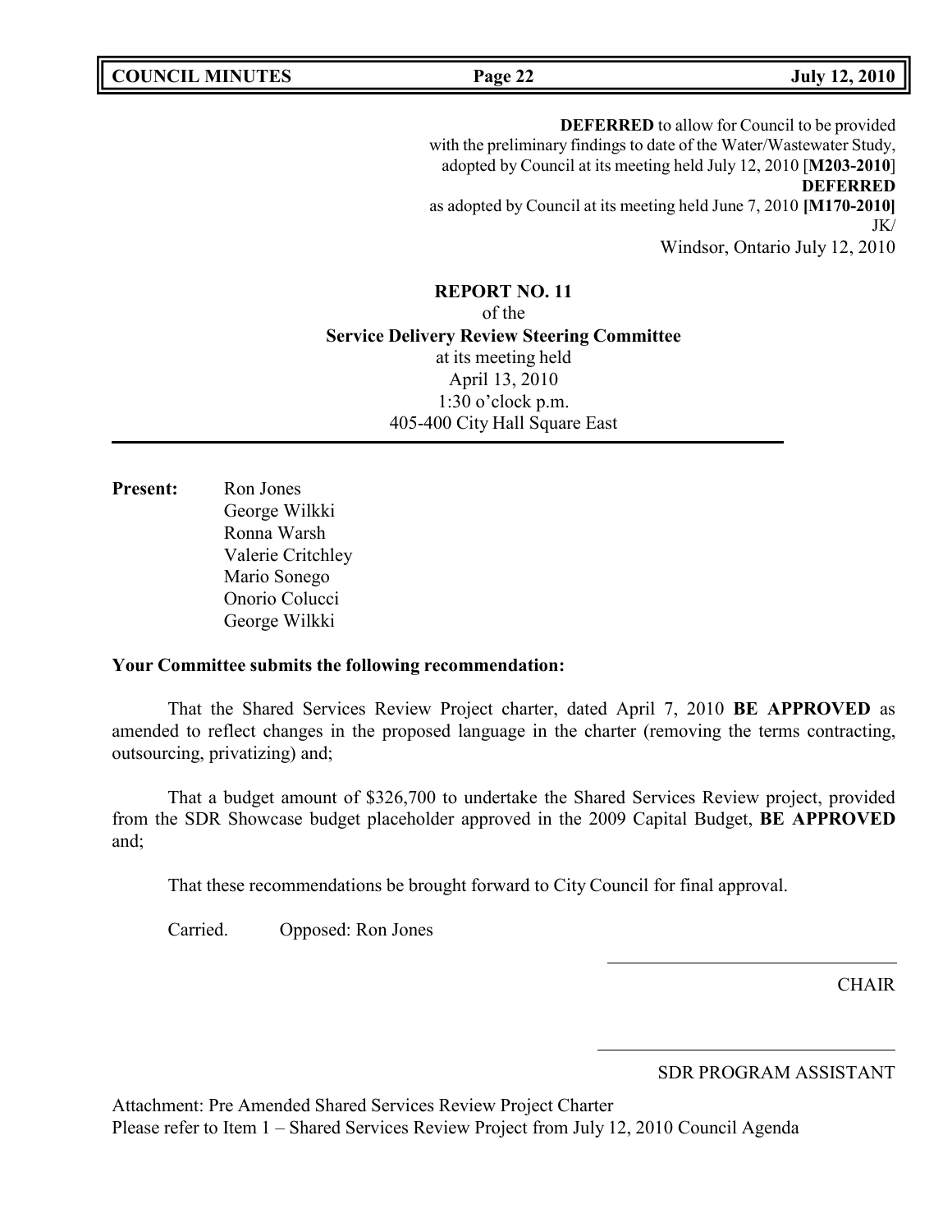**DEFERRED** to allow for Council to be provided with the preliminary findings to date of the Water/Wastewater Study, adopted by Council at its meeting held July 12, 2010 [**M203-2010**]

**DEFERRED**

as adopted by Council at its meeting held June 7, 2010 **[M170-2010]**

JK/

Windsor, Ontario July 12, 2010

**REPORT NO. 11**

of the

**Service Delivery Review Steering Committee**

at its meeting held

April 13, 2010

1:30 o'clock p.m.

405-400 City Hall Square East

---

**Present:**

Ron Jones
George Wilkki
Ronna Warsh
Valerie Critchley
Mario Sonego
Onorio Colucci
George Wilkki

**Your Committee submits the following recommendation:**

That the Shared Services Review Project charter, dated April 7, 2010 **BE APPROVED** as amended to reflect changes in the proposed language in the charter (removing the terms contracting, outsourcing, privatizing) and;

That a budget amount of $326,700 to undertake the Shared Services Review project, provided from the SDR Showcase budget placeholder approved in the 2009 Capital Budget, **BE APPROVED** and;

That these recommendations be brought forward to City Council for final approval.

Carried. Opposed: Ron Jones

CHAIR

SDR PROGRAM ASSISTANT

Attachment: Pre Amended Shared Services Review Project Charter

Please refer to Item 1 – Shared Services Review Project from July 12, 2010 Council Agenda